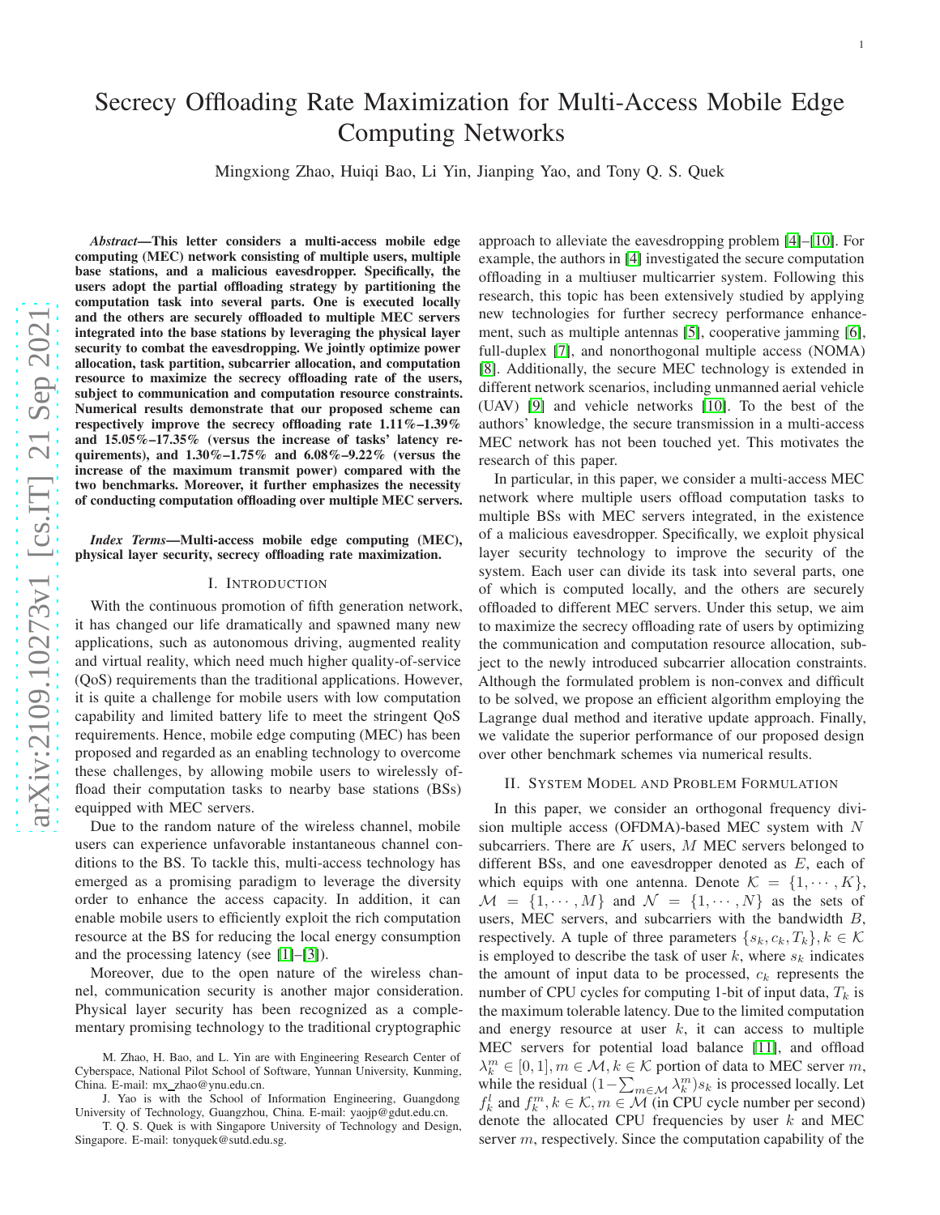# Secrecy Offloading Rate Maximization for Multi-Access Mobile Edge Computing Networks

Mingxiong Zhao, Huiqi Bao, Li Yin, Jianping Yao, and Tony Q. S. Quek

***Abstract*—This letter considers a multi-access mobile edge computing (MEC) network consisting of multiple users, multiple base stations, and a malicious eavesdropper. Specifically, the users adopt the partial offloading strategy by partitioning the computation task into several parts. One is executed locally and the others are securely offloaded to multiple MEC servers integrated into the base stations by leveraging the physical layer security to combat the eavesdropping. We jointly optimize power allocation, task partition, subcarrier allocation, and computation resource to maximize the secrecy offloading rate of the users, subject to communication and computation resource constraints. Numerical results demonstrate that our proposed scheme can respectively improve the secrecy offloading rate 1.11%–1.39% and 15.05%–17.35% (versus the increase of tasks' latency requirements), and 1.30%–1.75% and 6.08%–9.22% (versus the increase of the maximum transmit power) compared with the two benchmarks. Moreover, it further emphasizes the necessity of conducting computation offloading over multiple MEC servers.**

***Index Terms*—Multi-access mobile edge computing (MEC), physical layer security, secrecy offloading rate maximization.**

## I. Introduction

With the continuous promotion of fifth generation network, it has changed our life dramatically and spawned many new applications, such as autonomous driving, augmented reality and virtual reality, which need much higher quality-of-service (QoS) requirements than the traditional applications. However, it is quite a challenge for mobile users with low computation capability and limited battery life to meet the stringent QoS requirements. Hence, mobile edge computing (MEC) has been proposed and regarded as an enabling technology to overcome these challenges, by allowing mobile users to wirelessly offload their computation tasks to nearby base stations (BSs) equipped with MEC servers.

Due to the random nature of the wireless channel, mobile users can experience unfavorable instantaneous channel conditions to the BS. To tackle this, multi-access technology has emerged as a promising paradigm to leverage the diversity order to enhance the access capacity. In addition, it can enable mobile users to efficiently exploit the rich computation resource at the BS for reducing the local energy consumption and the processing latency (see [1]–[3]).

Moreover, due to the open nature of the wireless channel, communication security is another major consideration. Physical layer security has been recognized as a complementary promising technology to the traditional cryptographic approach to alleviate the eavesdropping problem [4]–[10]. For example, the authors in [4] investigated the secure computation offloading in a multiuser multicarrier system. Following this research, this topic has been extensively studied by applying new technologies for further secrecy performance enhancement, such as multiple antennas [5], cooperative jamming [6], full-duplex [7], and nonorthogonal multiple access (NOMA) [8]. Additionally, the secure MEC technology is extended in different network scenarios, including unmanned aerial vehicle (UAV) [9] and vehicle networks [10]. To the best of the authors' knowledge, the secure transmission in a multi-access MEC network has not been touched yet. This motivates the research of this paper.

In particular, in this paper, we consider a multi-access MEC network where multiple users offload computation tasks to multiple BSs with MEC servers integrated, in the existence of a malicious eavesdropper. Specifically, we exploit physical layer security technology to improve the security of the system. Each user can divide its task into several parts, one of which is computed locally, and the others are securely offloaded to different MEC servers. Under this setup, we aim to maximize the secrecy offloading rate of users by optimizing the communication and computation resource allocation, subject to the newly introduced subcarrier allocation constraints. Although the formulated problem is non-convex and difficult to be solved, we propose an efficient algorithm employing the Lagrange dual method and iterative update approach. Finally, we validate the superior performance of our proposed design over other benchmark schemes via numerical results.

## II. System Model and Problem Formulation

In this paper, we consider an orthogonal frequency division multiple access (OFDMA)-based MEC system with $N$ subcarriers. There are $K$ users, $M$ MEC servers belonged to different BSs, and one eavesdropper denoted as $E$, each of which equips with one antenna. Denote $\mathcal{K} = \{1, \cdots, K\}$, $\mathcal{M} = \{1, \cdots, M\}$ and $\mathcal{N} = \{1, \cdots, N\}$ as the sets of users, MEC servers, and subcarriers with the bandwidth $B$, respectively. A tuple of three parameters $\{s_k, c_k, T_k\}, k \in \mathcal{K}$ is employed to describe the task of user $k$, where $s_k$ indicates the amount of input data to be processed, $c_k$ represents the number of CPU cycles for computing 1-bit of input data, $T_k$ is the maximum tolerable latency. Due to the limited computation and energy resource at user $k$, it can access to multiple MEC servers for potential load balance [11], and offload $\lambda_k^m \in [0, 1], m \in \mathcal{M}, k \in \mathcal{K}$ portion of data to MEC server $m$, while the residual $(1 - \sum_{m\in\mathcal{M}} \lambda_k^m) s_k$ is processed locally. Let $f_k^l$ and $f_k^m, k \in \mathcal{K}, m \in \mathcal{M}$ (in CPU cycle number per second) denote the allocated CPU frequencies by user $k$ and MEC server $m$, respectively. Since the computation capability of the

M. Zhao, H. Bao, and L. Yin are with Engineering Research Center of Cyberspace, National Pilot School of Software, Yunnan University, Kunming, China. E-mail: mx_zhao@ynu.edu.cn.

J. Yao is with the School of Information Engineering, Guangdong University of Technology, Guangzhou, China. E-mail: yaojp@gdut.edu.cn.

T. Q. S. Quek is with Singapore University of Technology and Design, Singapore. E-mail: tonyquek@sutd.edu.sg.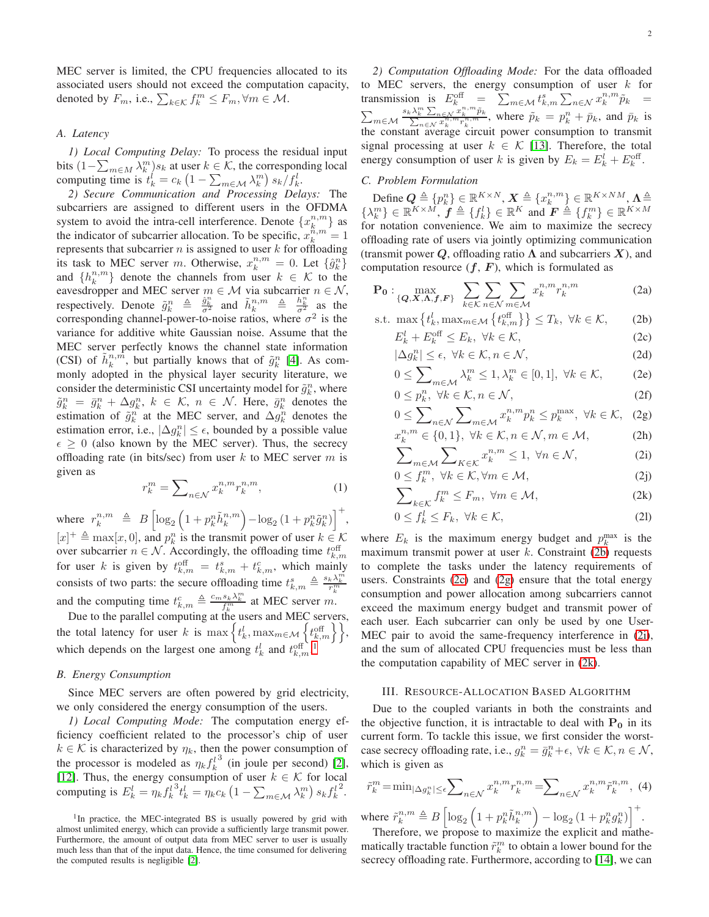MEC server is limited, the CPU frequencies allocated to its associated users should not exceed the computation capacity, denoted by $F_m$, i.e., $\sum_{k\in\mathcal{K}} f_k^m \le F_m, \forall m \in \mathcal{M}$.

### A. Latency

*1) Local Computing Delay:* To process the residual input bits $(1-\sum_{m\in M}\lambda_k^m)s_k$ at user $k \in \mathcal{K}$, the corresponding local computing time is $t_k^l = c_k\left(1-\sum_{m\in\mathcal{M}}\lambda_k^m\right)s_k/f_k^l$.

*2) Secure Communication and Processing Delays:* The subcarriers are assigned to different users in the OFDMA system to avoid the intra-cell interference. Denote $\{x_k^{n,m}\}$ as the indicator of subcarrier allocation. To be specific, $x_k^{n,m}=1$ represents that subcarrier $n$ is assigned to user $k$ for offloading its task to MEC server $m$. Otherwise, $x_k^{n,m}=0$. Let $\{\hat{g}_k^n\}$ and $\{h_k^{n,m}\}$ denote the channels from user $k \in \mathcal{K}$ to the eavesdropper and MEC server $m \in \mathcal{M}$ via subcarrier $n \in \mathcal{N}$, respectively. Denote $\tilde{g}_k^n \triangleq \frac{\hat{g}_k^n}{\sigma^2}$ and $\tilde{h}_k^{n,m} \triangleq \frac{h_k^{n,m}}{\sigma^2}$ as the corresponding channel-power-to-noise ratios, where $\sigma^2$ is the variance for additive white Gaussian noise. Assume that the MEC server perfectly knows the channel state information (CSI) of $\tilde{h}_k^{n,m}$, but partially knows that of $\tilde{g}_k^n$ [4]. As commonly adopted in the physical layer security literature, we consider the deterministic CSI uncertainty model for $\tilde{g}_k^n$, where $\tilde{g}_k^n = \bar{g}_k^n + \Delta g_k^n$, $k \in \mathcal{K}$, $n \in \mathcal{N}$. Here, $\bar{g}_k^n$ denotes the estimation of $\tilde{g}_k^n$ at the MEC server, and $\Delta g_k^n$ denotes the estimation error, i.e., $|\Delta g_k^n| \le \epsilon$, bounded by a possible value $\epsilon \ge 0$ (also known by the MEC server). Thus, the secrecy offloading rate (in bits/sec) from user $k$ to MEC server $m$ is given as

$$r_k^m = \sum\nolimits_{n\in\mathcal{N}} x_k^{n,m} r_k^{n,m}, \tag{1}$$

where $r_k^{n,m} \triangleq B\left[\log_2\left(1+p_k^n\tilde{h}_k^{n,m}\right)-\log_2\left(1+p_k^n\tilde{g}_k^n\right)\right]^+$, $[x]^+ \triangleq \max[x,0]$, and $p_k^n$ is the transmit power of user $k \in \mathcal{K}$ over subcarrier $n \in \mathcal{N}$. Accordingly, the offloading time $t_{k,m}^{\text{off}}$ for user $k$ is given by $t_{k,m}^{\text{off}} = t_{k,m}^s + t_{k,m}^c$, which mainly consists of two parts: the secure offloading time $t_{k,m}^s \triangleq \frac{s_k\lambda_k^m}{r_k^m}$ and the computing time $t_{k,m}^c \triangleq \frac{c_m s_k \lambda_k^m}{f_k^m}$ at MEC server $m$.

Due to the parallel computing at the users and MEC servers, the total latency for user $k$ is $\max\left\{t_k^l, \max_{m\in\mathcal{M}}\left\{t_{k,m}^{\text{off}}\right\}\right\}$, which depends on the largest one among $t_k^l$ and $t_{k,m}^{\text{off}}$.[1]

### B. Energy Consumption

Since MEC servers are often powered by grid electricity, we only considered the energy consumption of the users.

*1) Local Computing Mode:* The computation energy efficiency coefficient related to the processor's chip of user $k \in \mathcal{K}$ is characterized by $\eta_k$, then the power consumption of the processor is modeled as $\eta_k {f_k^l}^3$ (in joule per second) [2], [12]. Thus, the energy consumption of user $k \in \mathcal{K}$ for local computing is $E_k^l = \eta_k {f_k^l}^3 t_k^l = \eta_k c_k\left(1-\sum_{m\in\mathcal{M}}\lambda_k^m\right)s_k {f_k^l}^2$.

[1] In practice, the MEC-integrated BS is usually powered by grid with almost unlimited energy, which can provide a sufficiently large transmit power. Furthermore, the amount of output data from MEC server to user is usually much less than that of the input data. Hence, the time consumed for delivering the computed results is negligible [2].

*2) Computation Offloading Mode:* For the data offloaded to MEC servers, the energy consumption of user $k$ for transmission is $E_k^{\text{off}} = \sum_{m\in\mathcal{M}} t_{k,m}^s \sum_{n\in\mathcal{N}} x_k^{n,m}\tilde{p}_k = \sum_{m\in\mathcal{M}} \frac{s_k\lambda_k^m \sum_{n\in\mathcal{N}} x_k^{n,m}\tilde{p}_k}{\sum_{n\in\mathcal{N}} x_k^{n,m} r_k^{n,m}}$, where $\tilde{p}_k = p_k^n + \bar{p}_k$, and $\bar{p}_k$ is the constant average circuit power consumption to transmit signal processing at user $k \in \mathcal{K}$ [13]. Therefore, the total energy consumption of user $k$ is given by $E_k = E_k^l + E_k^{\text{off}}$.

### C. Problem Formulation

Define $\boldsymbol{Q} \triangleq \{p_k^n\} \in \mathbb{R}^{K\times N}$, $\boldsymbol{X} \triangleq \{x_k^{n,m}\} \in \mathbb{R}^{K\times NM}$, $\boldsymbol{\Lambda} \triangleq \{\lambda_k^m\} \in \mathbb{R}^{K\times M}$, $\boldsymbol{f} \triangleq \{f_k^l\} \in \mathbb{R}^K$ and $\boldsymbol{F} \triangleq \{f_k^m\} \in \mathbb{R}^{K\times M}$ for notation convenience. We aim to maximize the secrecy offloading rate of users via jointly optimizing communication (transmit power $\boldsymbol{Q}$, offloading ratio $\boldsymbol{\Lambda}$ and subcarriers $\boldsymbol{X}$), and computation resource ($\boldsymbol{f}$, $\boldsymbol{F}$), which is formulated as

$$\mathbf{P_0}: \max_{\{\boldsymbol{Q},\boldsymbol{X},\boldsymbol{\Lambda},\boldsymbol{f},\boldsymbol{F}\}} \sum_{k\in\mathcal{K}}\sum_{n\in\mathcal{N}}\sum_{m\in\mathcal{M}} x_k^{n,m} r_k^{n,m} \tag{2a}$$

$$\text{s.t. } \max\left\{t_k^l, \max_{m\in\mathcal{M}}\left\{t_{k,m}^{\text{off}}\right\}\right\} \le T_k,\ \forall k\in\mathcal{K}, \tag{2b}$$

$$E_k^l + E_k^{\text{off}} \le E_k,\ \forall k\in\mathcal{K}, \tag{2c}$$

$$|\Delta g_k^n| \le \epsilon,\ \forall k\in\mathcal{K}, n\in\mathcal{N}, \tag{2d}$$

$$0 \le \sum\nolimits_{m\in\mathcal{M}} \lambda_k^m \le 1, \lambda_k^m \in [0,1],\ \forall k\in\mathcal{K}, \tag{2e}$$

$$0 \le p_k^n,\ \forall k\in\mathcal{K}, n\in\mathcal{N}, \tag{2f}$$

$$0 \le \sum\nolimits_{n\in\mathcal{N}}\sum\nolimits_{m\in\mathcal{M}} x_k^{n,m} p_k^n \le p_k^{\max},\ \forall k\in\mathcal{K}, \tag{2g}$$

$$x_k^{n,m} = \{0,1\},\ \forall k\in\mathcal{K}, n\in\mathcal{N}, m\in\mathcal{M}, \tag{2h}$$

$$\sum\nolimits_{m\in\mathcal{M}}\sum\nolimits_{K\in\mathcal{K}} x_k^{n,m} \le 1,\ \forall n\in\mathcal{N}, \tag{2i}$$

$$0 \le f_k^m,\ \forall k\in\mathcal{K}, \forall m\in\mathcal{M}, \tag{2j}$$

$$\sum\nolimits_{k\in\mathcal{K}} f_k^m \le F_m,\ \forall m\in\mathcal{M}, \tag{2k}$$

$$0 \le f_k^l \le F_k,\ \forall k\in\mathcal{K}, \tag{2l}$$

where $E_k$ is the maximum energy budget and $p_k^{\max}$ is the maximum transmit power at user $k$. Constraint (2b) requests to complete the tasks under the latency requirements of users. Constraints (2c) and (2g) ensure that the total energy consumption and power allocation among subcarriers cannot exceed the maximum energy budget and transmit power of each user. Each subcarrier can only be used by one User-MEC pair to avoid the same-frequency interference in (2i), and the sum of allocated CPU frequencies must be less than the computation capability of MEC server in (2k).

## III. Resource-Allocation Based Algorithm

Due to the coupled variants in both the constraints and the objective function, it is intractable to deal with $\mathbf{P_0}$ in its current form. To tackle this issue, we first consider the worst-case secrecy offloading rate, i.e., $g_k^n = \bar{g}_k^n + \epsilon$, $\forall k\in\mathcal{K}, n\in\mathcal{N}$, which is given as

$$\tilde{r}_k^m = \min_{|\Delta g_k^n|\le\epsilon} \sum\nolimits_{n\in\mathcal{N}} x_k^{n,m} r_k^{n,m} = \sum\nolimits_{n\in\mathcal{N}} x_k^{n,m} \tilde{r}_k^{n,m}, \tag{4}$$

where $\tilde{r}_k^{n,m} \triangleq B\left[\log_2\left(1+p_k^n\tilde{h}_k^{n,m}\right) - \log_2\left(1+p_k^n g_k^n\right)\right]^+$.

Therefore, we propose to maximize the explicit and mathematically tractable function $\tilde{r}_k^m$ to obtain a lower bound for the secrecy offloading rate. Furthermore, according to [14], we can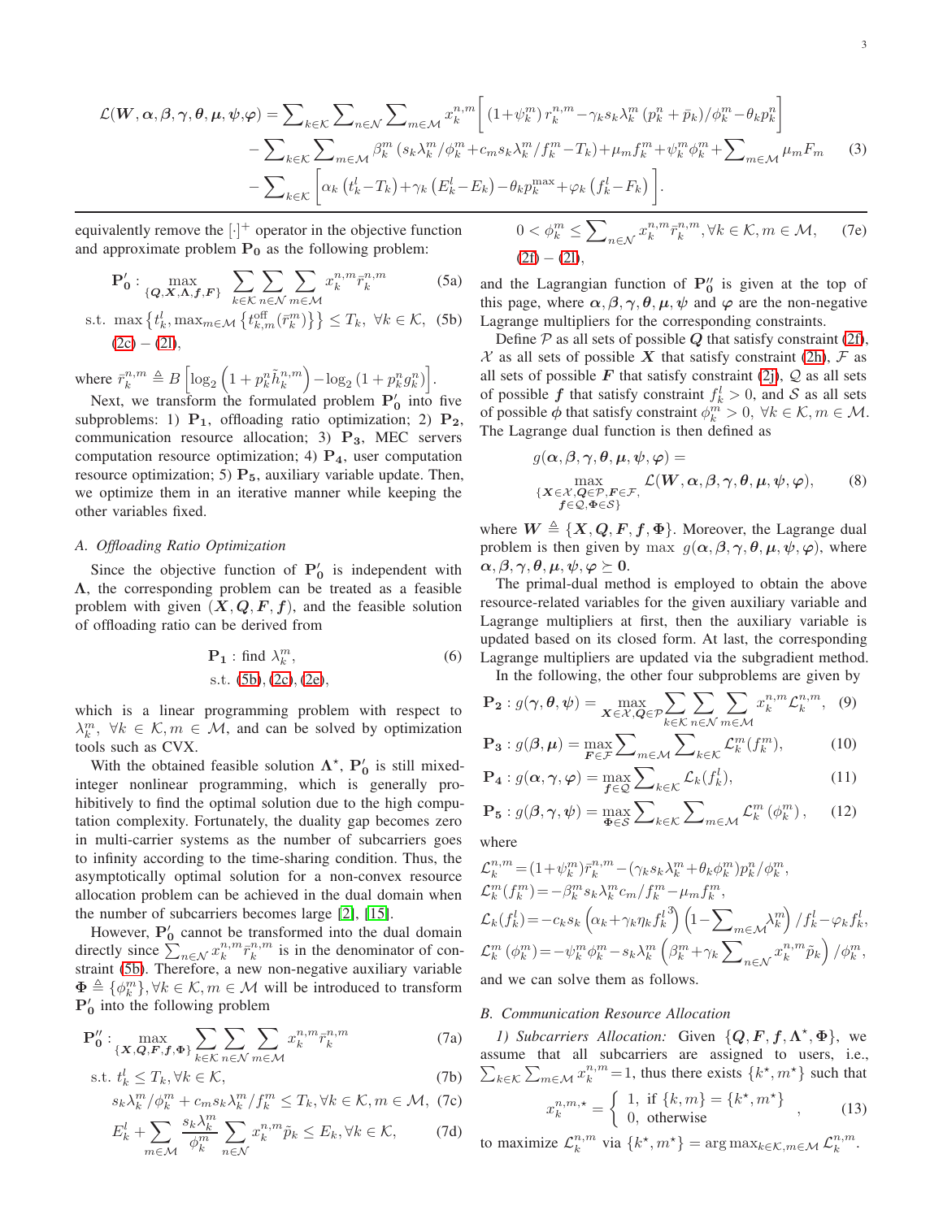$$
\begin{aligned}
\mathcal{L}(\boldsymbol{W},\boldsymbol{\alpha},\boldsymbol{\beta},\boldsymbol{\gamma},\boldsymbol{\theta},\boldsymbol{\mu},\boldsymbol{\psi},\boldsymbol{\varphi}) = & \sum_{k\in\mathcal{K}}\sum_{n\in\mathcal{N}}\sum_{m\in\mathcal{M}} x_k^{n,m}\Big[\left(1+\psi_k^m\right) r_k^{n,m} - \gamma_k s_k \lambda_k^m \left(p_k^n+\bar{p}_k\right)/\phi_k^m - \theta_k p_k^n\Big] \\
& - \sum_{k\in\mathcal{K}}\sum_{m\in\mathcal{M}} \beta_k^m \left(s_k\lambda_k^m/\phi_k^m + c_m s_k \lambda_k^m/f_k^m - T_k\right) + \mu_m f_k^m + \psi_k^m \phi_k^m + \sum_{m\in\mathcal{M}} \mu_m F_m \\
& - \sum_{k\in\mathcal{K}}\Big[\alpha_k\left(t_k^l - T_k\right) + \gamma_k\left(E_k^l - E_k\right) - \theta_k p_k^{\max} + \varphi_k\left(f_k^l - F_k\right)\Big].
\end{aligned} \tag{3}
$$

equivalently remove the $[\cdot]^+$ operator in the objective function and approximate problem $\mathbf{P_0}$ as the following problem:

$$
\mathbf{P_0'}:\max_{\{\boldsymbol{Q},\boldsymbol{X},\boldsymbol{\Lambda},\boldsymbol{f},\boldsymbol{F}\}} \sum_{k\in\mathcal{K}}\sum_{n\in\mathcal{N}}\sum_{m\in\mathcal{M}} x_k^{n,m}\bar{r}_k^{n,m} \tag{5a}
$$

$$
\text{s.t. } \max\left\{t_k^l, \max_{m\in\mathcal{M}}\left\{t_{k,m}^{\text{off}}(\bar{r}_k^m)\right\}\right\} \le T_k,\ \forall k\in\mathcal{K}, \tag{5b}
$$

(2c) – (2l),

where $\bar{r}_k^{n,m} \triangleq B\left[\log_2\left(1+p_k^n\tilde{h}_k^{n,m}\right) - \log_2\left(1+p_k^n g_k^n\right)\right]$.

Next, we transform the formulated problem $\mathbf{P_0'}$ into five subproblems: 1) $\mathbf{P_1}$, offloading ratio optimization; 2) $\mathbf{P_2}$, communication resource allocation; 3) $\mathbf{P_3}$, MEC servers computation resource optimization; 4) $\mathbf{P_4}$, user computation resource optimization; 5) $\mathbf{P_5}$, auxiliary variable update. Then, we optimize them in an iterative manner while keeping the other variables fixed.

### A. Offloading Ratio Optimization

Since the objective function of $\mathbf{P_0'}$ is independent with $\boldsymbol{\Lambda}$, the corresponding problem can be treated as a feasible problem with given $(\boldsymbol{X},\boldsymbol{Q},\boldsymbol{F},\boldsymbol{f})$, and the feasible solution of offloading ratio can be derived from

$$
\mathbf{P_1}:\ \text{find } \lambda_k^m, \quad \text{s.t. (5b), (2c), (2e)}, \tag{6}
$$

which is a linear programming problem with respect to $\lambda_k^m$, $\forall k\in\mathcal{K}, m\in\mathcal{M}$, and can be solved by optimization tools such as CVX.

With the obtained feasible solution $\boldsymbol{\Lambda}^\star$, $\mathbf{P_0'}$ is still mixed-integer nonlinear programming, which is generally prohibitively to find the optimal solution due to the high computation complexity. Fortunately, the duality gap becomes zero in multi-carrier systems as the number of subcarriers goes to infinity according to the time-sharing condition. Thus, the asymptotically optimal solution for a non-convex resource allocation problem can be achieved in the dual domain when the number of subcarriers becomes large [2], [15].

However, $\mathbf{P_0'}$ cannot be transformed into the dual domain directly since $\sum_{n\in\mathcal{N}} x_k^{n,m}\bar{r}_k^{n,m}$ is in the denominator of constraint (5b). Therefore, a new non-negative auxiliary variable $\boldsymbol{\Phi} \triangleq \{\phi_k^m\}, \forall k\in\mathcal{K}, m\in\mathcal{M}$ will be introduced to transform $\mathbf{P_0'}$ into the following problem

$$
\mathbf{P_0''}:\max_{\{\boldsymbol{X},\boldsymbol{Q},\boldsymbol{F},\boldsymbol{f},\boldsymbol{\Phi}\}} \sum_{k\in\mathcal{K}}\sum_{n\in\mathcal{N}}\sum_{m\in\mathcal{M}} x_k^{n,m}\bar{r}_k^{n,m} \tag{7a}
$$

$$
\text{s.t. } t_k^l \le T_k, \forall k\in\mathcal{K}, \tag{7b}
$$

$$
s_k\lambda_k^m/\phi_k^m + c_m s_k\lambda_k^m/f_k^m \le T_k, \forall k\in\mathcal{K}, m\in\mathcal{M}, \tag{7c}
$$

$$
E_k^l + \sum_{m\in\mathcal{M}} \frac{s_k\lambda_k^m}{\phi_k^m}\sum_{n\in\mathcal{N}} x_k^{n,m}\tilde{p}_k \le E_k, \forall k\in\mathcal{K}, \tag{7d}
$$

$$
0 < \phi_k^m \le \sum_{n\in\mathcal{N}} x_k^{n,m}\bar{r}_k^{n,m}, \forall k\in\mathcal{K}, m\in\mathcal{M}, \tag{7e}
$$

(2f) – (2l),

and the Lagrangian function of $\mathbf{P_0''}$ is given at the top of this page, where $\boldsymbol{\alpha},\boldsymbol{\beta},\boldsymbol{\gamma},\boldsymbol{\theta},\boldsymbol{\mu},\boldsymbol{\psi}$ and $\boldsymbol{\varphi}$ are the non-negative Lagrange multipliers for the corresponding constraints.

Define $\mathcal{P}$ as all sets of possible $\boldsymbol{Q}$ that satisfy constraint (2f), $\mathcal{X}$ as all sets of possible $\boldsymbol{X}$ that satisfy constraint (2h), $\mathcal{F}$ as all sets of possible $\boldsymbol{F}$ that satisfy constraint (2j), $\mathcal{Q}$ as all sets of possible $\boldsymbol{f}$ that satisfy constraint $f_k^l > 0$, and $\mathcal{S}$ as all sets of possible $\boldsymbol{\phi}$ that satisfy constraint $\phi_k^m > 0$, $\forall k\in\mathcal{K}, m\in\mathcal{M}$. The Lagrange dual function is then defined as

$$
g(\boldsymbol{\alpha},\boldsymbol{\beta},\boldsymbol{\gamma},\boldsymbol{\theta},\boldsymbol{\mu},\boldsymbol{\psi},\boldsymbol{\varphi}) = \max_{\substack{\{\boldsymbol{X}\in\mathcal{X},\boldsymbol{Q}\in\mathcal{P},\boldsymbol{F}\in\mathcal{F},\\ \boldsymbol{f}\in\mathcal{Q},\boldsymbol{\Phi}\in\mathcal{S}\}}} \mathcal{L}(\boldsymbol{W},\boldsymbol{\alpha},\boldsymbol{\beta},\boldsymbol{\gamma},\boldsymbol{\theta},\boldsymbol{\mu},\boldsymbol{\psi},\boldsymbol{\varphi}), \tag{8}
$$

where $\boldsymbol{W} \triangleq \{\boldsymbol{X},\boldsymbol{Q},\boldsymbol{F},\boldsymbol{f},\boldsymbol{\Phi}\}$. Moreover, the Lagrange dual problem is then given by $\max\ g(\boldsymbol{\alpha},\boldsymbol{\beta},\boldsymbol{\gamma},\boldsymbol{\theta},\boldsymbol{\mu},\boldsymbol{\psi},\boldsymbol{\varphi})$, where $\boldsymbol{\alpha},\boldsymbol{\beta},\boldsymbol{\gamma},\boldsymbol{\theta},\boldsymbol{\mu},\boldsymbol{\psi},\boldsymbol{\varphi} \succeq \mathbf{0}$.

The primal-dual method is employed to obtain the above resource-related variables for the given auxiliary variable and Lagrange multipliers at first, then the auxiliary variable is updated based on its closed form. At last, the corresponding Lagrange multipliers are updated via the subgradient method.

In the following, the other four subproblems are given by

$$
\mathbf{P_2}: g(\boldsymbol{\gamma},\boldsymbol{\theta},\boldsymbol{\psi}) = \max_{\boldsymbol{X}\in\mathcal{X},\boldsymbol{Q}\in\mathcal{P}} \sum_{k\in\mathcal{K}}\sum_{n\in\mathcal{N}}\sum_{m\in\mathcal{M}} x_k^{n,m}\mathcal{L}_k^{n,m}, \tag{9}
$$

$$
\mathbf{P_3}: g(\boldsymbol{\beta},\boldsymbol{\mu}) = \max_{\boldsymbol{F}\in\mathcal{F}} \sum_{m\in\mathcal{M}}\sum_{k\in\mathcal{K}} \mathcal{L}_k^m(f_k^m), \tag{10}
$$

$$
\mathbf{P_4}: g(\boldsymbol{\alpha},\boldsymbol{\gamma},\boldsymbol{\varphi}) = \max_{\boldsymbol{f}\in\mathcal{Q}} \sum_{k\in\mathcal{K}} \mathcal{L}_k(f_k^l), \tag{11}
$$

$$
\mathbf{P_5}: g(\boldsymbol{\beta},\boldsymbol{\gamma},\boldsymbol{\psi}) = \max_{\boldsymbol{\Phi}\in\mathcal{S}} \sum_{k\in\mathcal{K}}\sum_{m\in\mathcal{M}} \mathcal{L}_k^m\left(\phi_k^m\right), \tag{12}
$$

where

$$\mathcal{L}_k^{n,m} = (1+\psi_k^m)\bar{r}_k^{n,m} - (\gamma_k s_k\lambda_k^m + \theta_k\phi_k^m)p_k^n/\phi_k^m,$$

$$\mathcal{L}_k^m(f_k^m) = -\beta_k^m s_k\lambda_k^m c_m/f_k^m - \mu_m f_k^m,$$

$$\mathcal{L}_k(f_k^l) = -c_k s_k\left(\alpha_k + \gamma_k\eta_k {f_k^l}^3\right)\left(1-\sum_{m\in\mathcal{M}}\lambda_k^m\right)/f_k^l - \varphi_k f_k^l,$$

$$\mathcal{L}_k^m\left(\phi_k^m\right) = -\psi_k^m\phi_k^m - s_k\lambda_k^m\left(\beta_k^m + \gamma_k\sum_{n\in\mathcal{N}} x_k^{n,m}\tilde{p}_k\right)/\phi_k^m,$$

and we can solve them as follows.

### B. Communication Resource Allocation

*1) Subcarriers Allocation:* Given $\{\boldsymbol{Q},\boldsymbol{F},\boldsymbol{f},\boldsymbol{\Lambda}^\star,\boldsymbol{\Phi}\}$, we assume that all subcarriers are assigned to users, i.e., $\sum_{k\in\mathcal{K}}\sum_{m\in\mathcal{M}} x_k^{n,m} = 1$, thus there exists $\{k^\star, m^\star\}$ such that

$$
x_k^{n,m,\star} = \begin{cases} 1, & \text{if } \{k,m\} = \{k^\star, m^\star\} \\ 0, & \text{otherwise} \end{cases}, \tag{13}
$$

to maximize $\mathcal{L}_k^{n,m}$ via $\{k^\star, m^\star\} = \arg\max_{k\in\mathcal{K}, m\in\mathcal{M}} \mathcal{L}_k^{n,m}$.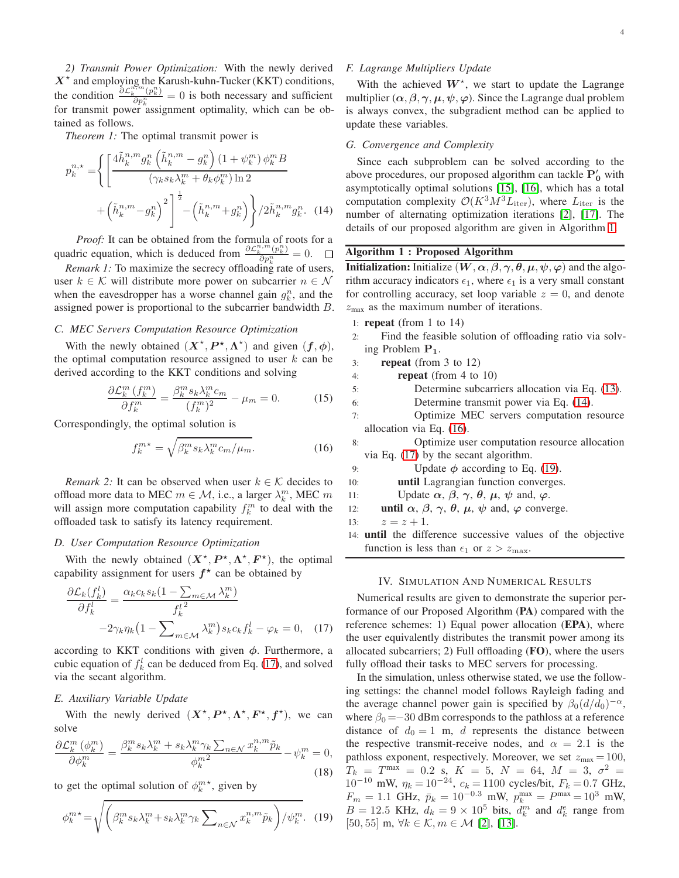*2) Transmit Power Optimization:* With the newly derived $\boldsymbol{X}^{\star}$ and employing the Karush-kuhn-Tucker (KKT) conditions, the condition $\frac{\partial \mathcal{L}_k^{n,m}(p_k^n)}{\partial p_k^n}=0$ is both necessary and sufficient for transmit power assignment optimality, which can be obtained as follows.

*Theorem 1:* The optimal transmit power is

$$p_k^{n,\star}=\left\{\left[\frac{4\tilde{h}_k^{n,m}g_k^n\left(\tilde{h}_k^{n,m}-g_k^n\right)(1+\psi_k^m)\,\phi_k^m B}{(\gamma_k s_k\lambda_k^m+\theta_k\phi_k^m)\ln 2}+\left(\tilde{h}_k^{n,m}-g_k^n\right)^2\right]^{\frac{1}{2}}-\left(\tilde{h}_k^{n,m}+g_k^n\right)\right\}/2\tilde{h}_k^{n,m}g_k^n. \quad (14)$$

*Proof:* It can be obtained from the formula of roots for a quadric equation, which is deduced from $\frac{\partial \mathcal{L}_k^{n,m}(p_k^n)}{\partial p_k^n}=0$. $\square$

*Remark 1:* To maximize the secrecy offloading rate of users, user $k\in\mathcal{K}$ will distribute more power on subcarrier $n\in\mathcal{N}$ when the eavesdropper has a worse channel gain $g_k^n$, and the assigned power is proportional to the subcarrier bandwidth $B$.

## C. MEC Servers Computation Resource Optimization

With the newly obtained $(\boldsymbol{X}^{\star},\boldsymbol{P}^{\star},\boldsymbol{\Lambda}^{\star})$ and given $(\boldsymbol{f},\boldsymbol{\phi})$, the optimal computation resource assigned to user $k$ can be derived according to the KKT conditions and solving

$$\frac{\partial \mathcal{L}_k^m(f_k^m)}{\partial f_k^m}=\frac{\beta_k^m s_k\lambda_k^m c_m}{(f_k^m)^2}-\mu_m=0. \quad (15)$$

Correspondingly, the optimal solution is

$$f_k^{m\star}=\sqrt{\beta_k^m s_k\lambda_k^m c_m/\mu_m}. \quad (16)$$

*Remark 2:* It can be observed when user $k\in\mathcal{K}$ decides to offload more data to MEC $m\in\mathcal{M}$, i.e., a larger $\lambda_k^m$, MEC $m$ will assign more computation capability $f_k^m$ to deal with the offloaded task to satisfy its latency requirement.

## D. User Computation Resource Optimization

With the newly obtained $(\boldsymbol{X}^{\star},\boldsymbol{P}^{\star},\boldsymbol{\Lambda}^{\star},\boldsymbol{F}^{\star})$, the optimal capability assignment for users $\boldsymbol{f}^{\star}$ can be obtained by

$$\frac{\partial \mathcal{L}_k(f_k^l)}{\partial f_k^l}=\frac{\alpha_k c_k s_k(1-\sum_{m\in\mathcal{M}}\lambda_k^m)}{{f_k^l}^2}-2\gamma_k\eta_k\big(1-\sum\nolimits_{m\in\mathcal{M}}\lambda_k^m\big)s_k c_k f_k^l-\varphi_k=0, \quad (17)$$

according to KKT conditions with given $\boldsymbol{\phi}$. Furthermore, a cubic equation of $f_k^l$ can be deduced from Eq. (17), and solved via the secant algorithm.

## E. Auxiliary Variable Update

With the newly derived $(\boldsymbol{X}^{\star},\boldsymbol{P}^{\star},\boldsymbol{\Lambda}^{\star},\boldsymbol{F}^{\star},\boldsymbol{f}^{\star})$, we can solve

$$\frac{\partial \mathcal{L}_k^m(\phi_k^m)}{\partial \phi_k^m}=\frac{\beta_k^m s_k\lambda_k^m+s_k\lambda_k^m\gamma_k\sum_{n\in\mathcal{N}}x_k^{n,m}\tilde{p}_k}{{\phi_k^m}^2}-\psi_k^m=0, \quad (18)$$

to get the optimal solution of $\phi_k^{m\star}$, given by

$$\phi_k^{m\star}=\sqrt{\left(\beta_k^m s_k\lambda_k^m+s_k\lambda_k^m\gamma_k\sum\nolimits_{n\in\mathcal{N}}x_k^{n,m}\tilde{p}_k\right)/\psi_k^m}. \quad (19)$$

## F. Lagrange Multipliers Update

With the achieved $\boldsymbol{W}^{\star}$, we start to update the Lagrange multiplier $(\boldsymbol{\alpha},\boldsymbol{\beta},\boldsymbol{\gamma},\boldsymbol{\mu},\boldsymbol{\psi},\boldsymbol{\varphi})$. Since the Lagrange dual problem is always convex, the subgradient method can be applied to update these variables.

## G. Convergence and Complexity

Since each subproblem can be solved according to the above procedures, our proposed algorithm can tackle $\mathbf{P_0'}$ with asymptotically optimal solutions [15], [16], which has a total computation complexity $\mathcal{O}(K^3M^3L_{\text{iter}})$, where $L_{\text{iter}}$ is the number of alternating optimization iterations [2], [17]. The details of our proposed algorithm are given in Algorithm 1.

---

**Algorithm 1 : Proposed Algorithm**

**Initialization:** Initialize $(\boldsymbol{W},\boldsymbol{\alpha},\boldsymbol{\beta},\boldsymbol{\gamma},\boldsymbol{\theta},\boldsymbol{\mu},\boldsymbol{\psi},\boldsymbol{\varphi})$ and the algorithm accuracy indicators $\epsilon_1$, where $\epsilon_1$ is a very small constant for controlling accuracy, set loop variable $z=0$, and denote $z_{\max}$ as the maximum number of iterations.

1: **repeat** (from 1 to 14)
2: Find the feasible solution of offloading ratio via solving Problem $\mathbf{P_1}$.
3: **repeat** (from 3 to 12)
4: **repeat** (from 4 to 10)
5: Determine subcarriers allocation via Eq. (13).
6: Determine transmit power via Eq. (14).
7: Optimize MEC servers computation resource allocation via Eq. (16).
8: Optimize user computation resource allocation via Eq. (17) by the secant algorithm.
9: Update $\boldsymbol{\phi}$ according to Eq. (19).
10: **until** Lagrangian function converges.
11: Update $\boldsymbol{\alpha}$, $\boldsymbol{\beta}$, $\boldsymbol{\gamma}$, $\boldsymbol{\theta}$, $\boldsymbol{\mu}$, $\boldsymbol{\psi}$ and, $\boldsymbol{\varphi}$.
12: **until** $\boldsymbol{\alpha}$, $\boldsymbol{\beta}$, $\boldsymbol{\gamma}$, $\boldsymbol{\theta}$, $\boldsymbol{\mu}$, $\boldsymbol{\psi}$ and, $\boldsymbol{\varphi}$ converge.
13: $z=z+1$.
14: **until** the difference successive values of the objective function is less than $\epsilon_1$ or $z>z_{\max}$.

---

# IV. Simulation And Numerical Results

Numerical results are given to demonstrate the superior performance of our Proposed Algorithm (**PA**) compared with the reference schemes: 1) Equal power allocation (**EPA**), where the user equivalently distributes the transmit power among its allocated subcarriers; 2) Full offloading (**FO**), where the users fully offload their tasks to MEC servers for processing.

In the simulation, unless otherwise stated, we use the following settings: the channel model follows Rayleigh fading and the average channel power gain is specified by $\beta_0(d/d_0)^{-\alpha}$, where $\beta_0=-30$ dBm corresponds to the pathloss at a reference distance of $d_0=1$ m, $d$ represents the distance between the respective transmit-receive nodes, and $\alpha=2.1$ is the pathloss exponent, respectively. Moreover, we set $z_{\max}=100$, $T_k=T^{\max}=0.2$ s, $K=5$, $N=64$, $M=3$, $\sigma^2=10^{-10}$ mW, $\eta_k=10^{-24}$, $c_k=1100$ cycles/bit, $F_k=0.7$ GHz, $F_m=1.1$ GHz, $\tilde{p}_k=10^{-0.3}$ mW, $p_k^{\max}=P^{\max}=10^3$ mW, $B=12.5$ KHz, $d_k=9\times10^5$ bits, $d_k^m$ and $d_k^e$ range from $[50,55]$ m, $\forall k\in\mathcal{K},m\in\mathcal{M}$ [2], [13].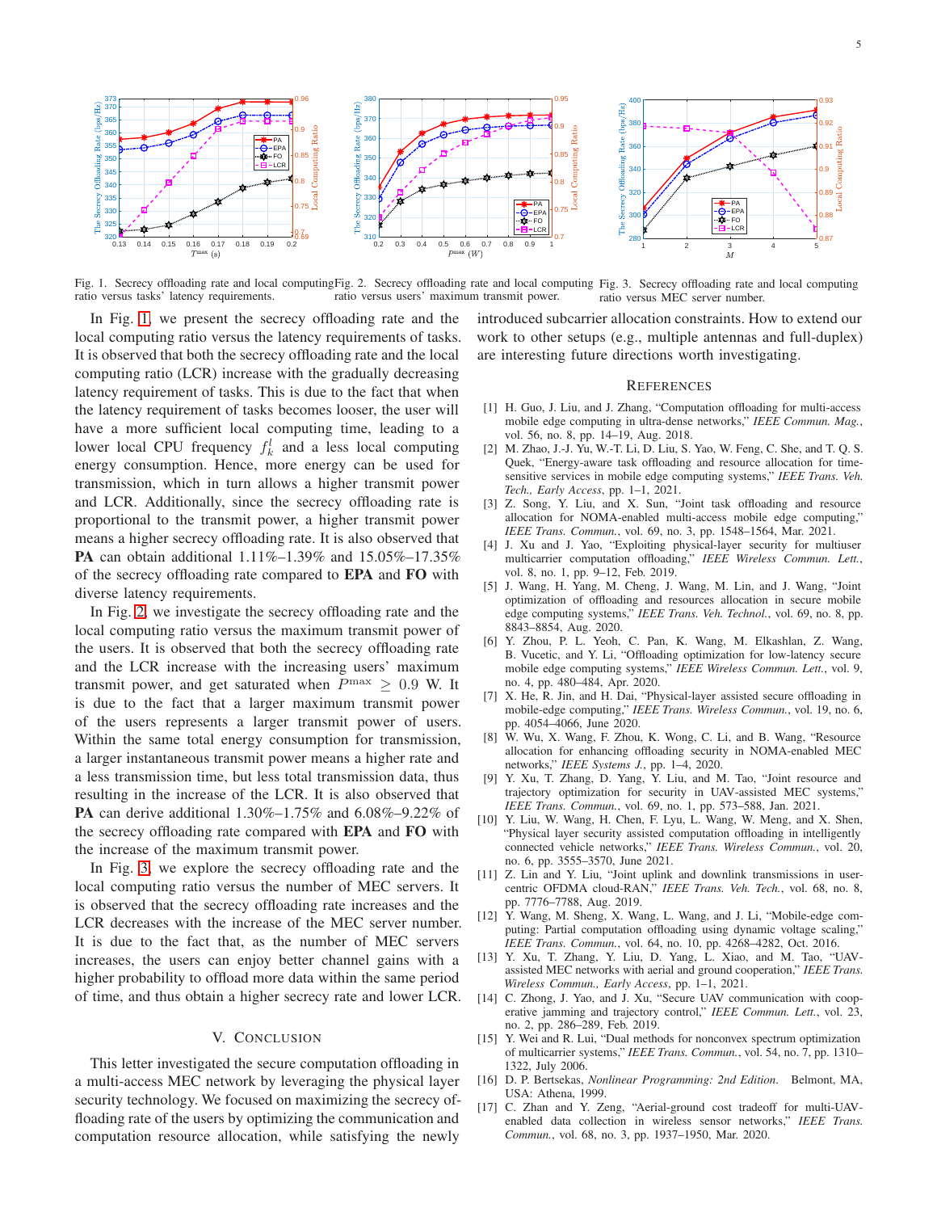373
370
365
360
355
350
345
340
335
330
325
320
0.13 0.14 0.15 0.16 0.17 0.18 0.19 0.2
$T^{\max}$ (s)
The Secrecy Offloading Rate (bps/Hz)
Local Computing Ratio
0.96
0.9
0.85
0.8
0.75
0.7
0.69
PA
EPA
FO
LCR

Fig. 1. Secrecy offloading rate and local computing ratio versus tasks' latency requirements.

380
370
360
350
340
330
320
310
0.2 0.3 0.4 0.5 0.6 0.7 0.8 0.9 1
$P^{\max}$ (W)
The Secrecy Offloading Rate (bps/Hz)
Local Computing Ratio
0.95
0.9
0.85
0.8
0.75
0.7
PA
EPA
FO
LCR

Fig. 2. Secrecy offloading rate and local computing ratio versus users' maximum transmit power.

400
380
360
340
320
300
280
1 2 3 4 5
$M$
The Secrecy Offloading Rate (bps/Hz)
Local Computing Ratio
0.93
0.92
0.91
0.9
0.89
0.88
0.87
PA
EPA
FO
LCR

Fig. 3. Secrecy offloading rate and local computing ratio versus MEC server number.

In Fig. 1, we present the secrecy offloading rate and the local computing ratio versus the latency requirements of tasks. It is observed that both the secrecy offloading rate and the local computing ratio (LCR) increase with the gradually decreasing latency requirement of tasks. This is due to the fact that when the latency requirement of tasks becomes looser, the user will have a more sufficient local computing time, leading to a lower local CPU frequency $f_k^l$ and a less local computing energy consumption. Hence, more energy can be used for transmission, which in turn allows a higher transmit power and LCR. Additionally, since the secrecy offloading rate is proportional to the transmit power, a higher transmit power means a higher secrecy offloading rate. It is also observed that **PA** can obtain additional 1.11%–1.39% and 15.05%–17.35% of the secrecy offloading rate compared to **EPA** and **FO** with diverse latency requirements.

In Fig. 2, we investigate the secrecy offloading rate and the local computing ratio versus the maximum transmit power of the users. It is observed that both the secrecy offloading rate and the LCR increase with the increasing users' maximum transmit power, and get saturated when $P^{\max} \geq 0.9$ W. It is due to the fact that a larger maximum transmit power of the users represents a larger transmit power of users. Within the same total energy consumption for transmission, a larger instantaneous transmit power means a higher rate and a less transmission time, but less total transmission data, thus resulting in the increase of the LCR. It is also observed that **PA** can derive additional 1.30%–1.75% and 6.08%–9.22% of the secrecy offloading rate compared with **EPA** and **FO** with the increase of the maximum transmit power.

In Fig. 3, we explore the secrecy offloading rate and the local computing ratio versus the number of MEC servers. It is observed that the secrecy offloading rate increases and the LCR decreases with the increase of the MEC server number. It is due to the fact that, as the number of MEC servers increases, the users can enjoy better channel gains with a higher probability to offload more data within the same period of time, and thus obtain a higher secrecy rate and lower LCR.

## V. Conclusion

This letter investigated the secure computation offloading in a multi-access MEC network by leveraging the physical layer security technology. We focused on maximizing the secrecy offloading rate of the users by optimizing the communication and computation resource allocation, while satisfying the newly introduced subcarrier allocation constraints. How to extend our work to other setups (e.g., multiple antennas and full-duplex) are interesting future directions worth investigating.

## References

[1] H. Guo, J. Liu, and J. Zhang, "Computation offloading for multi-access mobile edge computing in ultra-dense networks," *IEEE Commun. Mag.*, vol. 56, no. 8, pp. 14–19, Aug. 2018.

[2] M. Zhao, J.-J. Yu, W.-T. Li, D. Liu, S. Yao, W. Feng, C. She, and T. Q. S. Quek, "Energy-aware task offloading and resource allocation for time-sensitive services in mobile edge computing systems," *IEEE Trans. Veh. Tech., Early Access*, pp. 1–1, 2021.

[3] Z. Song, Y. Liu, and X. Sun, "Joint task offloading and resource allocation for NOMA-enabled multi-access mobile edge computing," *IEEE Trans. Commun.*, vol. 69, no. 3, pp. 1548–1564, Mar. 2021.

[4] J. Xu and J. Yao, "Exploiting physical-layer security for multiuser multicarrier computation offloading," *IEEE Wireless Commun. Lett.*, vol. 8, no. 1, pp. 9–12, Feb. 2019.

[5] J. Wang, H. Yang, M. Cheng, J. Wang, M. Lin, and J. Wang, "Joint optimization of offloading and resources allocation in secure mobile edge computing systems," *IEEE Trans. Veh. Technol.*, vol. 69, no. 8, pp. 8843–8854, Aug. 2020.

[6] Y. Zhou, P. L. Yeoh, C. Pan, K. Wang, M. Elkashlan, Z. Wang, B. Vucetic, and Y. Li, "Offloading optimization for low-latency secure mobile edge computing systems," *IEEE Wireless Commun. Lett.*, vol. 9, no. 4, pp. 480–484, Apr. 2020.

[7] X. He, R. Jin, and H. Dai, "Physical-layer assisted secure offloading in mobile-edge computing," *IEEE Trans. Wireless Commun.*, vol. 19, no. 6, pp. 4054–4066, June 2020.

[8] W. Wu, X. Wang, F. Zhou, K. Wong, C. Li, and B. Wang, "Resource allocation for enhancing offloading security in NOMA-enabled MEC networks," *IEEE Systems J.*, pp. 1–4, 2020.

[9] Y. Xu, T. Zhang, D. Yang, Y. Liu, and M. Tao, "Joint resource and trajectory optimization for security in UAV-assisted MEC systems," *IEEE Trans. Commun.*, vol. 69, no. 1, pp. 573–588, Jan. 2021.

[10] Y. Liu, W. Wang, H. Chen, F. Lyu, L. Wang, W. Meng, and X. Shen, "Physical layer security assisted computation offloading in intelligently connected vehicle networks," *IEEE Trans. Wireless Commun.*, vol. 20, no. 6, pp. 3555–3570, June 2021.

[11] Z. Lin and Y. Liu, "Joint uplink and downlink transmissions in user-centric OFDMA cloud-RAN," *IEEE Trans. Veh. Tech.*, vol. 68, no. 8, pp. 7776–7788, Aug. 2019.

[12] Y. Wang, M. Sheng, X. Wang, L. Wang, and J. Li, "Mobile-edge computing: Partial computation offloading using dynamic voltage scaling," *IEEE Trans. Commun.*, vol. 64, no. 10, pp. 4268–4282, Oct. 2016.

[13] Y. Xu, T. Zhang, Y. Liu, D. Yang, L. Xiao, and M. Tao, "UAV-assisted MEC networks with aerial and ground cooperation," *IEEE Trans. Wireless Commun., Early Access*, pp. 1–1, 2021.

[14] C. Zhong, J. Yao, and J. Xu, "Secure UAV communication with cooperative jamming and trajectory control," *IEEE Commun. Lett.*, vol. 23, no. 2, pp. 286–289, Feb. 2019.

[15] Y. Wei and R. Lui, "Dual methods for nonconvex spectrum optimization of multicarrier systems," *IEEE Trans. Commun.*, vol. 54, no. 7, pp. 1310–1322, July 2006.

[16] D. P. Bertsekas, *Nonlinear Programming: 2nd Edition*. Belmont, MA, USA: Athena, 1999.

[17] C. Zhan and Y. Zeng, "Aerial-ground cost tradeoff for multi-UAV-enabled data collection in wireless sensor networks," *IEEE Trans. Commun.*, vol. 68, no. 3, pp. 1937–1950, Mar. 2020.